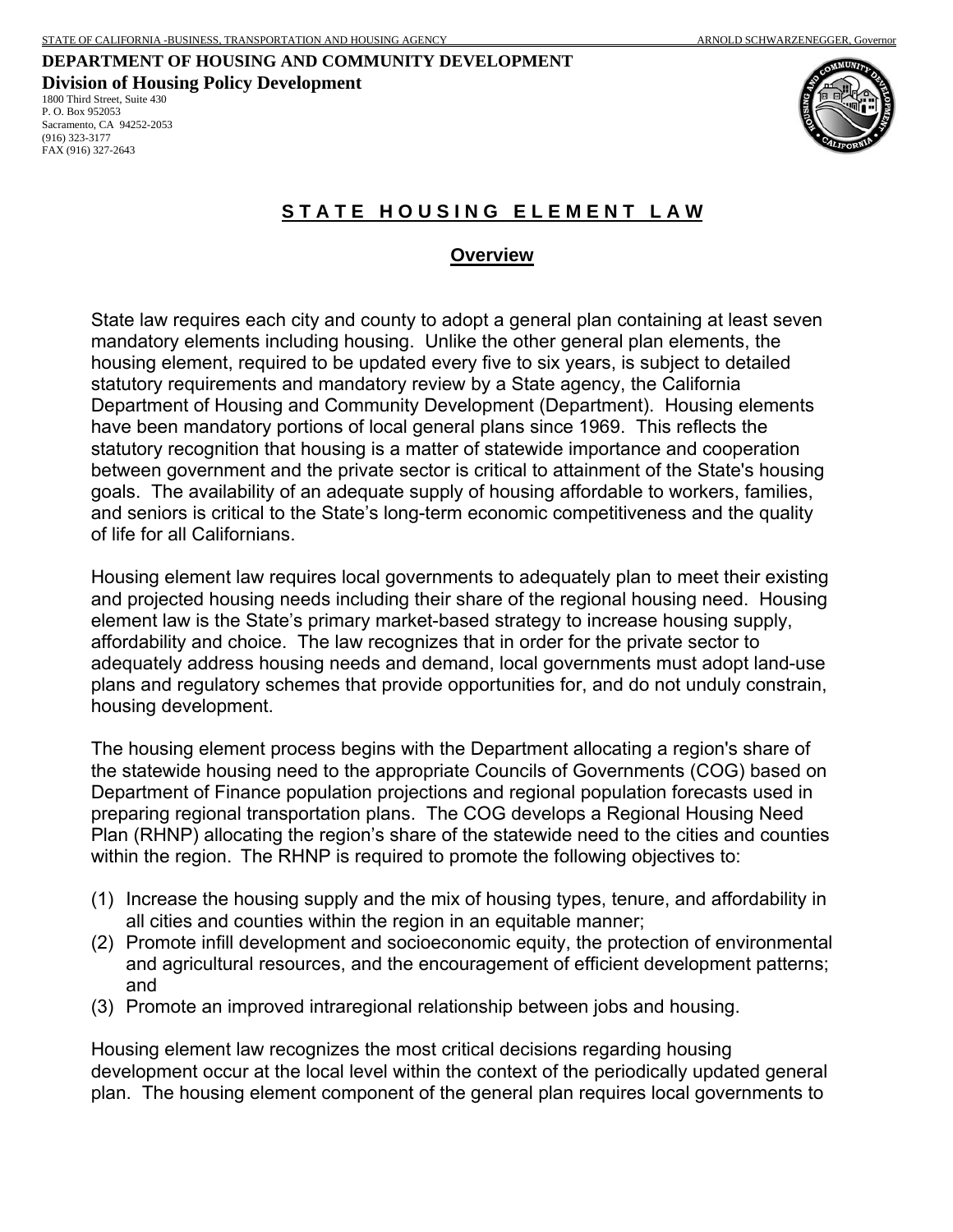STATE OF CALIFORNIA -BUSINESS, TRANSPORTATION AND HOUSING AGENCY ARNOLD SCHWARZENEGGER, Governor

**DEPARTMENT OF HOUSING AND COMMUNITY DEVELOPMENT**

**Division of Housing Policy Development**

1800 Third Street, Suite 430
P. O. Box 952053
Sacramento, CA 94252-2053
(916) 323-3177
FAX (916) 327-2643

# STATE HOUSING ELEMENT LAW

## Overview

State law requires each city and county to adopt a general plan containing at least seven mandatory elements including housing. Unlike the other general plan elements, the housing element, required to be updated every five to six years, is subject to detailed statutory requirements and mandatory review by a State agency, the California Department of Housing and Community Development (Department). Housing elements have been mandatory portions of local general plans since 1969. This reflects the statutory recognition that housing is a matter of statewide importance and cooperation between government and the private sector is critical to attainment of the State's housing goals. The availability of an adequate supply of housing affordable to workers, families, and seniors is critical to the State's long-term economic competitiveness and the quality of life for all Californians.

Housing element law requires local governments to adequately plan to meet their existing and projected housing needs including their share of the regional housing need. Housing element law is the State's primary market-based strategy to increase housing supply, affordability and choice. The law recognizes that in order for the private sector to adequately address housing needs and demand, local governments must adopt land-use plans and regulatory schemes that provide opportunities for, and do not unduly constrain, housing development.

The housing element process begins with the Department allocating a region's share of the statewide housing need to the appropriate Councils of Governments (COG) based on Department of Finance population projections and regional population forecasts used in preparing regional transportation plans. The COG develops a Regional Housing Need Plan (RHNP) allocating the region's share of the statewide need to the cities and counties within the region. The RHNP is required to promote the following objectives to:

(1) Increase the housing supply and the mix of housing types, tenure, and affordability in all cities and counties within the region in an equitable manner;
(2) Promote infill development and socioeconomic equity, the protection of environmental and agricultural resources, and the encouragement of efficient development patterns; and
(3) Promote an improved intraregional relationship between jobs and housing.

Housing element law recognizes the most critical decisions regarding housing development occur at the local level within the context of the periodically updated general plan. The housing element component of the general plan requires local governments to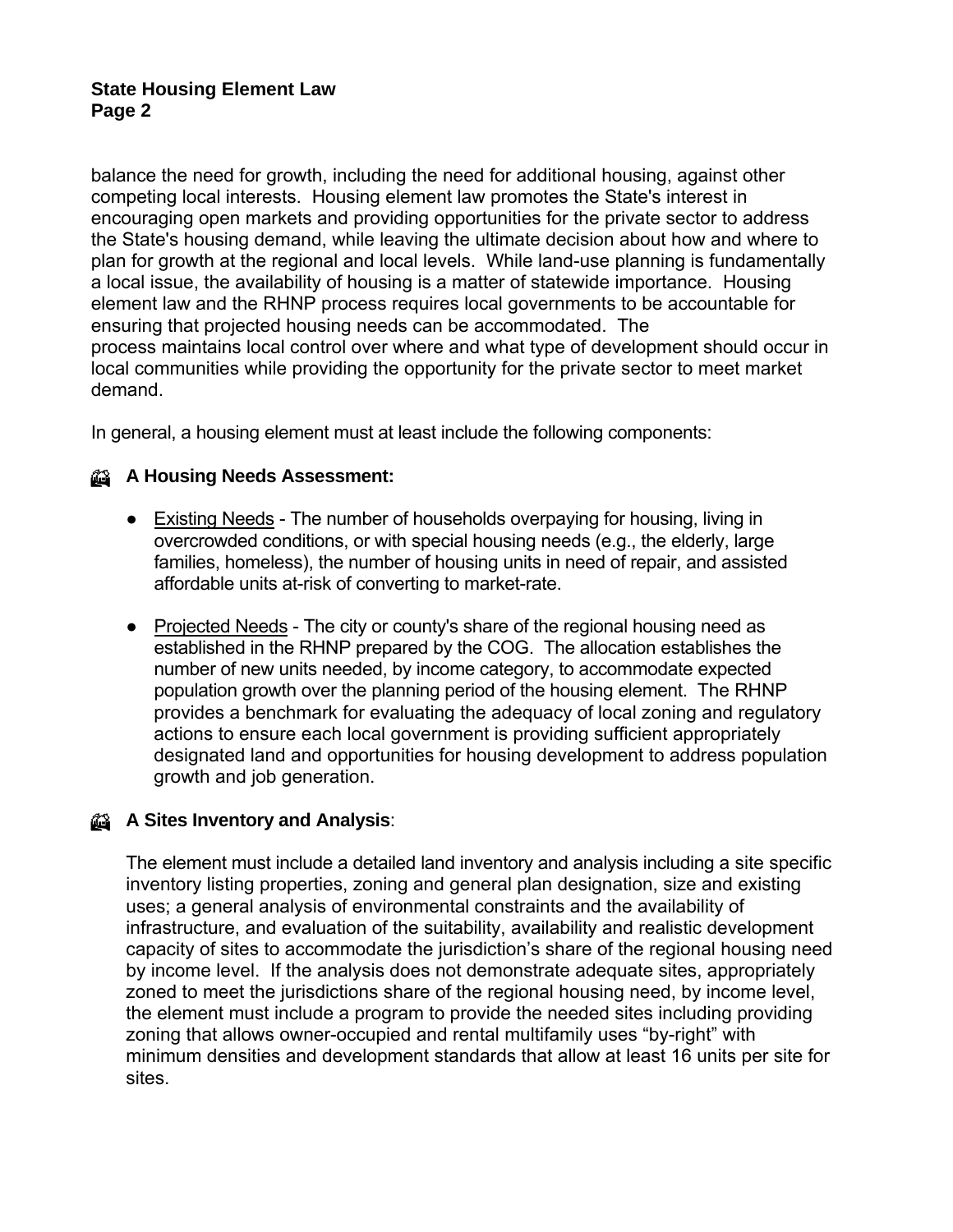balance the need for growth, including the need for additional housing, against other competing local interests. Housing element law promotes the State's interest in encouraging open markets and providing opportunities for the private sector to address the State's housing demand, while leaving the ultimate decision about how and where to plan for growth at the regional and local levels. While land-use planning is fundamentally a local issue, the availability of housing is a matter of statewide importance. Housing element law and the RHNP process requires local governments to be accountable for ensuring that projected housing needs can be accommodated. The process maintains local control over where and what type of development should occur in local communities while providing the opportunity for the private sector to meet market demand.

In general, a housing element must at least include the following components:

### A Housing Needs Assessment:

- Existing Needs - The number of households overpaying for housing, living in overcrowded conditions, or with special housing needs (e.g., the elderly, large families, homeless), the number of housing units in need of repair, and assisted affordable units at-risk of converting to market-rate.
- Projected Needs - The city or county's share of the regional housing need as established in the RHNP prepared by the COG. The allocation establishes the number of new units needed, by income category, to accommodate expected population growth over the planning period of the housing element. The RHNP provides a benchmark for evaluating the adequacy of local zoning and regulatory actions to ensure each local government is providing sufficient appropriately designated land and opportunities for housing development to address population growth and job generation.

### A Sites Inventory and Analysis:

The element must include a detailed land inventory and analysis including a site specific inventory listing properties, zoning and general plan designation, size and existing uses; a general analysis of environmental constraints and the availability of infrastructure, and evaluation of the suitability, availability and realistic development capacity of sites to accommodate the jurisdiction's share of the regional housing need by income level. If the analysis does not demonstrate adequate sites, appropriately zoned to meet the jurisdictions share of the regional housing need, by income level, the element must include a program to provide the needed sites including providing zoning that allows owner-occupied and rental multifamily uses "by-right" with minimum densities and development standards that allow at least 16 units per site for sites.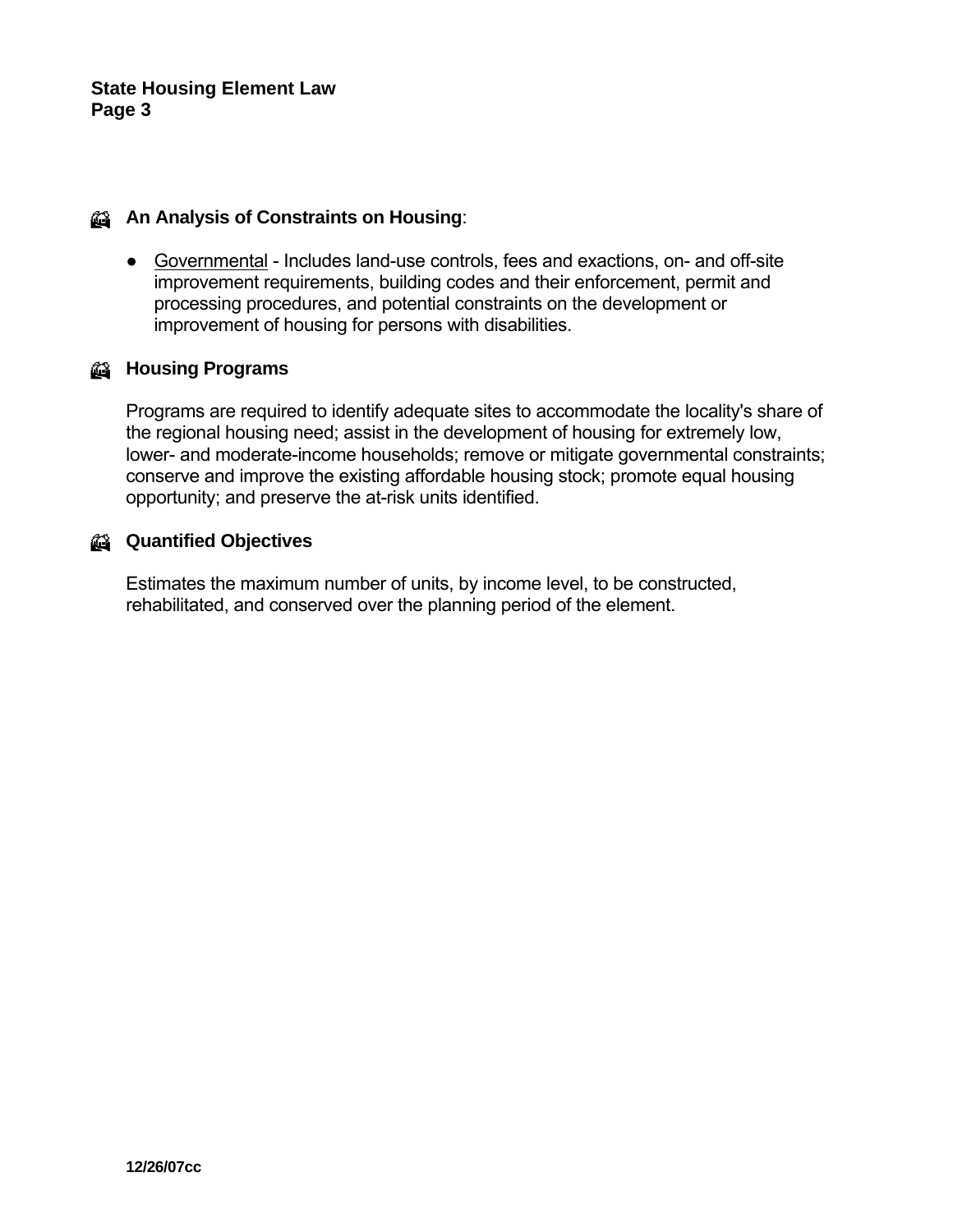## **An Analysis of Constraints on Housing**:

- Governmental - Includes land-use controls, fees and exactions, on- and off-site improvement requirements, building codes and their enforcement, permit and processing procedures, and potential constraints on the development or improvement of housing for persons with disabilities.

## **Housing Programs**

Programs are required to identify adequate sites to accommodate the locality's share of the regional housing need; assist in the development of housing for extremely low, lower- and moderate-income households; remove or mitigate governmental constraints; conserve and improve the existing affordable housing stock; promote equal housing opportunity; and preserve the at-risk units identified.

## **Quantified Objectives**

Estimates the maximum number of units, by income level, to be constructed, rehabilitated, and conserved over the planning period of the element.